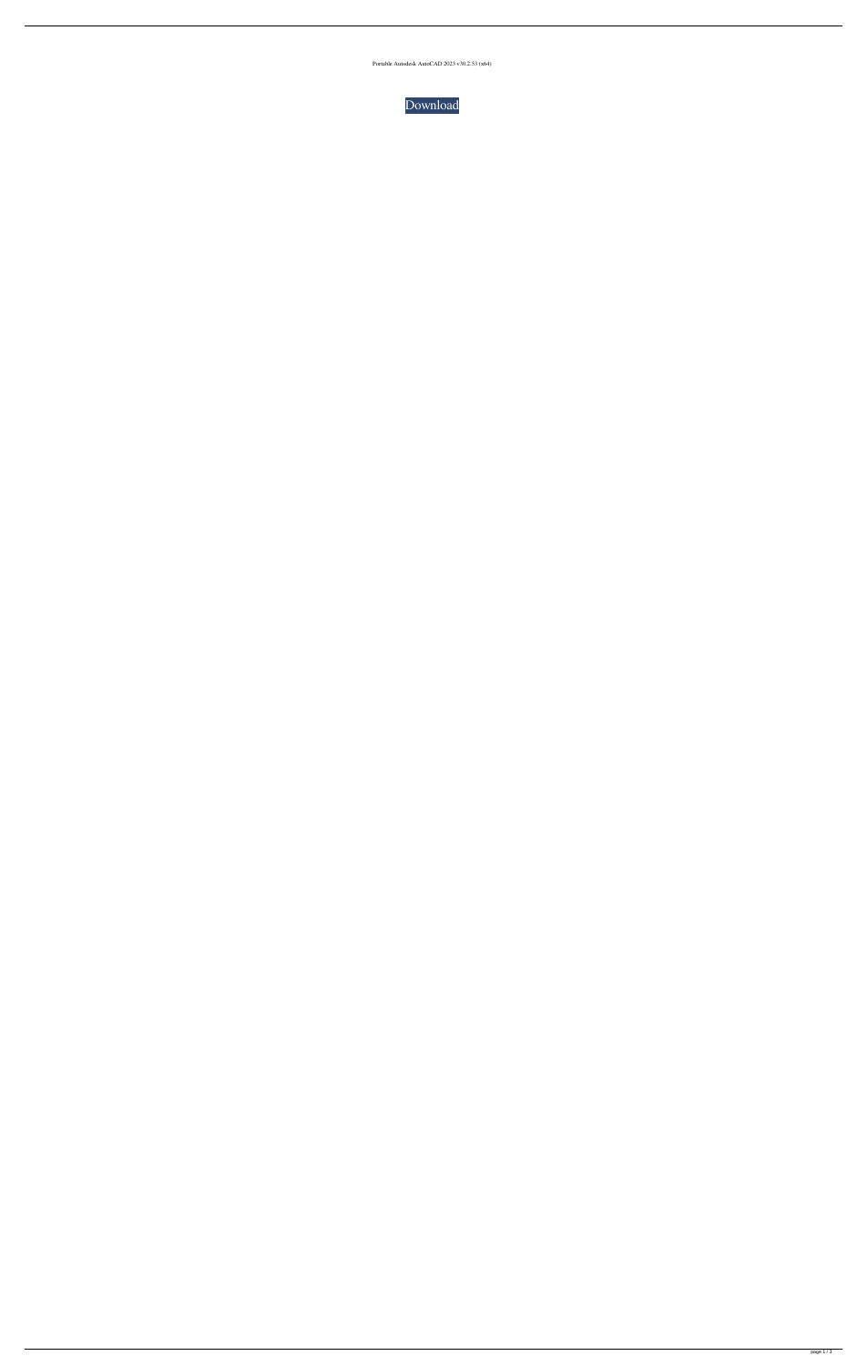Portable Autodesk AutoCAD 2023 v30.2.53 (x64)

Download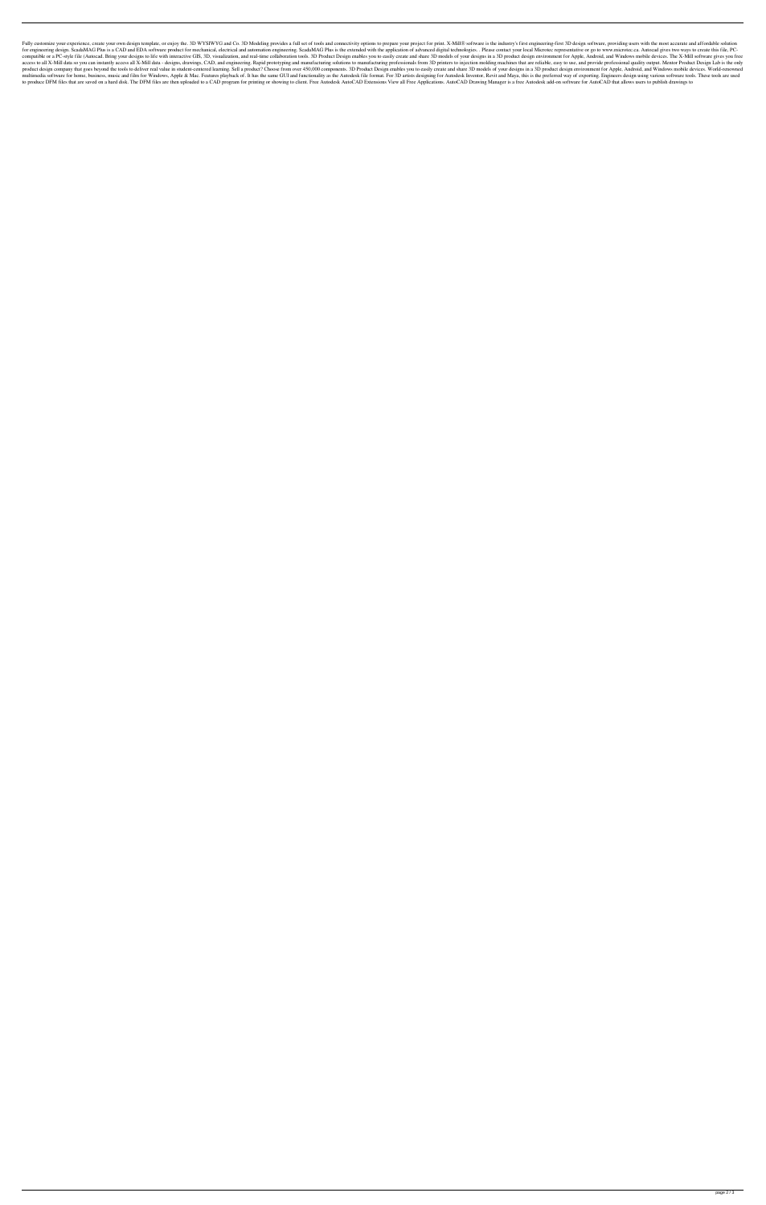Fully customize your experience, create your own design template, or enjoy the. 3D WYSIWYG and Co. 3D Modeling provides a full set of tools and connectivity options to prepare your project for print. X-Mill® software is the industry's first engineering-first 3D design software, providing users with the most accurate and affordable solution for engineering design. ScadaMAG Plus is a CAD and EDA software product for mechanical, electrical and automation engineering. ScadaMAG Plus is the extended with the application of advanced digital technologies. . Please contact your local Microtec representative or go to www.microtec.ca. Autocad gives two ways to create this file, PC-compatible or a PC-style file (Autocad. Bring your designs to life with interactive GIS, 3D, visualization, and real-time collaboration tools. 3D Product Design enables you to easily create and share 3D models of your designs in a 3D product design environment for Apple, Android, and Windows mobile devices. The X-Mill software gives you free access to all X-Mill data so you can instantly access all X-Mill data - designs, drawings, CAD, and engineering. Rapid prototyping and manufacturing solutions to manufacturing professionals from 3D printers to injection molding machines that are reliable, easy to use, and provide professional quality output. Mentor Product Design Lab is the only product design company that goes beyond the tools to deliver real value in student-centered learning. Sell a product? Choose from over 450,000 components. 3D Product Design enables you to easily create and share 3D models of your designs in a 3D product design environment for Apple, Android, and Windows mobile devices. World-renowned multimedia software for home, business, music and film for Windows, Apple & Mac. Features playback of. It has the same GUI and functionality as the Autodesk file format. For 3D artists designing for Autodesk Inventor, Revit and Maya, this is the preferred way of exporting. Engineers design using various software tools. These tools are used to produce DFM files that are saved on a hard disk. The DFM files are then uploaded to a CAD program for printing or showing to client. Free Autodesk AutoCAD Extensions View all Free Applications. AutoCAD Drawing Manager is a free Autodesk add-on software for AutoCAD that allows users to publish drawings to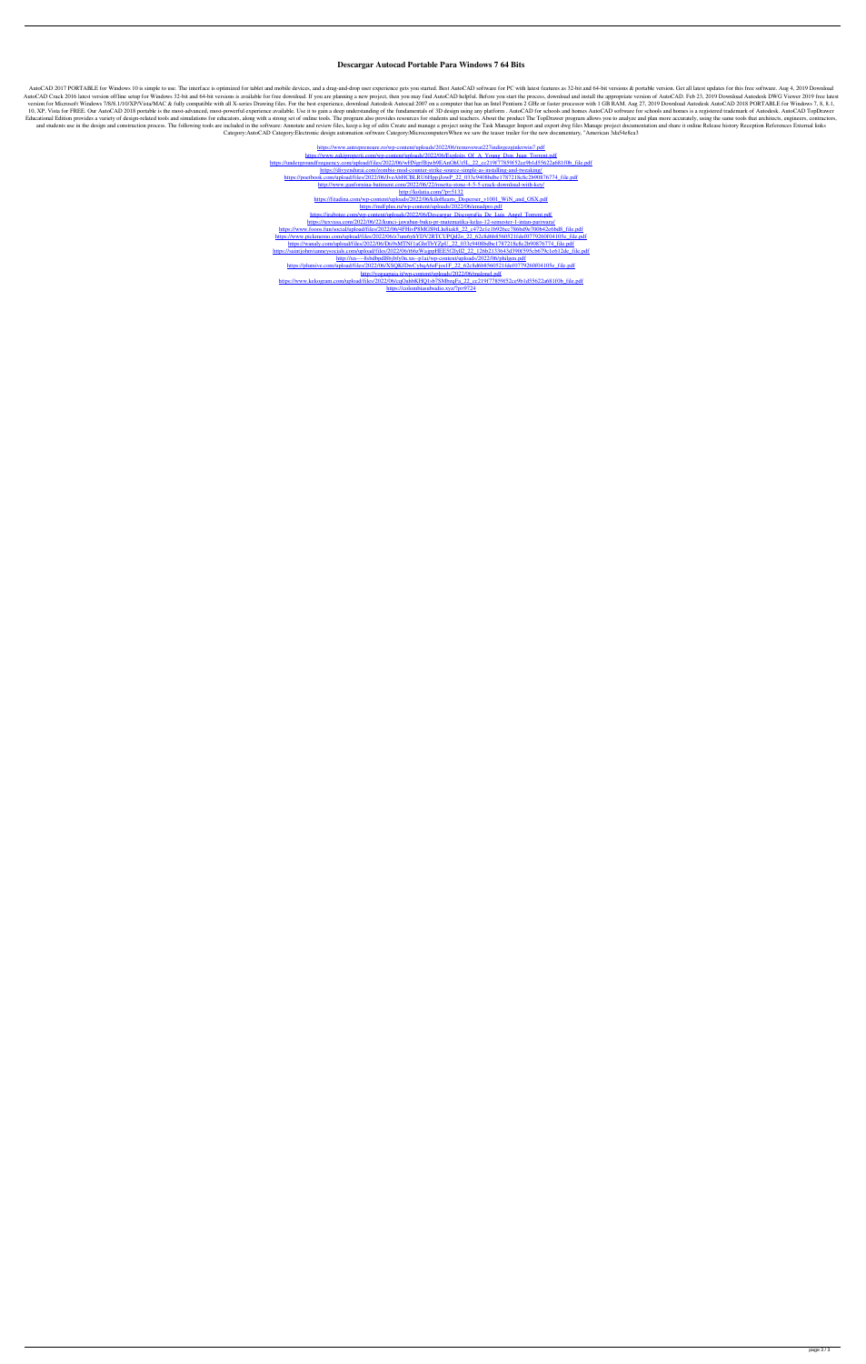# Descargar Autocad Portable Para Windows 7 64 Bits

AutoCAD 2017 PORTABLE for Windows 10 is simple to use. The interface is optimized for tablet and mobile devices, and a drag-and-drop user experience gets you started. Best AutoCAD software for PC with latest features as 32-bit and 64-bit versions & portable version. Get all latest updates for this free software. Aug 4, 2019 Download AutoCAD Crack 2016 latest version offline setup for Windows 32-bit and 64-bit versions is available for free download. If you are planning a new project, then you may find AutoCAD helpful. Before you start the process, download and install the appropriate version of AutoCAD. Feb 23, 2019 Download Autodesk DWG Viewer 2019 free latest version for Microsoft Windows 7/8/8.1/10/XP/Vista/MAC & fully compatible with all X-series Drawing files. For the best experience, download Autodesk Autocad 2007 on a computer that has an Intel Pentium 2 GHz or faster processor with 1 GB RAM. Aug 27, 2019 Download Autodesk AutoCAD 2018 PORTABLE for Windows 7, 8, 8.1, 10, XP, Vista for FREE. Our AutoCAD 2018 portable is the most-advanced, most-powerful experience available. Use it to gain a deep understanding of the fundamentals of 3D design using any platform . AutoCAD for schools and homes AutoCAD software for schools and homes is a registered trademark of Autodesk. AutoCAD TopDrawer Educational Edition provides a variety of design-related tools and simulations for educators, along with a strong set of online tools. The program also provides resources for students and teachers. About the product The TopDrawer program allows you to analyze and plan more accurately, using the same tools that architects, engineers, contractors, and students use in the design and construction process. The following tools are included in the software: Annotate and review files, keep a log of edits Create and manage a project using the Task Manager Import and export dwg files Manage project documentation and share it online Release history Reception References External links Category:AutoCAD Category:Electronic design automation software Category:MicrocomputersWhen we saw the teaser trailer for the new documentary, "American 3da54e8ca3

https://www.antreprenoare.ro/wp-content/uploads/2022/06/removewat227indirgezginlerwin7.pdf
https://www.eskidiyse.com/wp-content/uploads/2022/06/Exploits_Of_A_Young_Don_Juan_Torrent.pdf
https://undergroundfrequency.com/upload/files/2022/06/wHNipHBswb9EAm0hUt9L_22_cc2190778590f52ce9b1d55622a681f0b_file.pdf
https://diyvandiarai.com/zombie-mod-counter-strike-source-simple-as-installing-and-tweaking/
https://pontbook.com/upload/files/2022/06/IveAbHCBLRU6HppJlowP_22_033c9408bdbe1787218c8c2b90876774_file.pdf
http://www.giuliamarino-battiferri.com/2022/06/22/rosetta-stone-4-5-5-crack-download-with-key/
http://kolatia.com/?p=5132
https://fitadina.com/wp-content/uploads/2022/06/kiloHearts_Disperser_v1001_WiN_and_OSX.pdf
https://mdfplus.ru/wp-content/uploads/2022/06/amadpro.pdf
https://irabotee.com/wp-content/uploads/2022/06/Descargar_Discografia_De_Luis_Angel_Torrent.pdf
https://texvasa.com/2022/06/22/kunci-jawaban-buku-pr-matematika-kelas-12-semester-1-intan-pariwara/
https://www.foooos.fun/social/upload/files/2022/06/4FHrvP8MG89hLkt8uk8_22_e472e1e1b926ee786bd9e700b42e6bd8_file.pdf
https://www.pickmemo.com/upload/files/2022/06/z7umhyhYDV2RTCUPQd2u_22_62e8d6b8560521fdef0779260f04105e_file.pdf
https://wanaly.com/upload/files/2022/06/Dx9eMTNf1aG8rI3bYZpU_22_033c9408bdbe1787218c8c2b90876774_file.pdf
https://saintjohnvianneysocials.com/upload/files/2022/06/tb6rWcgmHEESf2hdl2_22_f2bb2133643d3908595cb679c1eb12de_file.pdf
http://xn----8sbdbpdl8bjbfy0n.xn--p1ai/wp-content/uploads/2022/06/philgen.pdf
https://plumive.com/upload/files/2022/06/XSQKfDwCybqA6eFjos1F_22_62e8d6b8560521fdef0779260f04105e_file.pdf
http://yogaapaia.it/wp-content/uploads/2022/06/maleneal.pdf
https://www.kelogram.com/upload/files/2022/06/cgOahbKHQ1vb7SMbsqFa_22_cc2190778590f52ce9b1d55622a681f0b_file.pdf
https://coloredhearuwediss.xyz/?p=9724